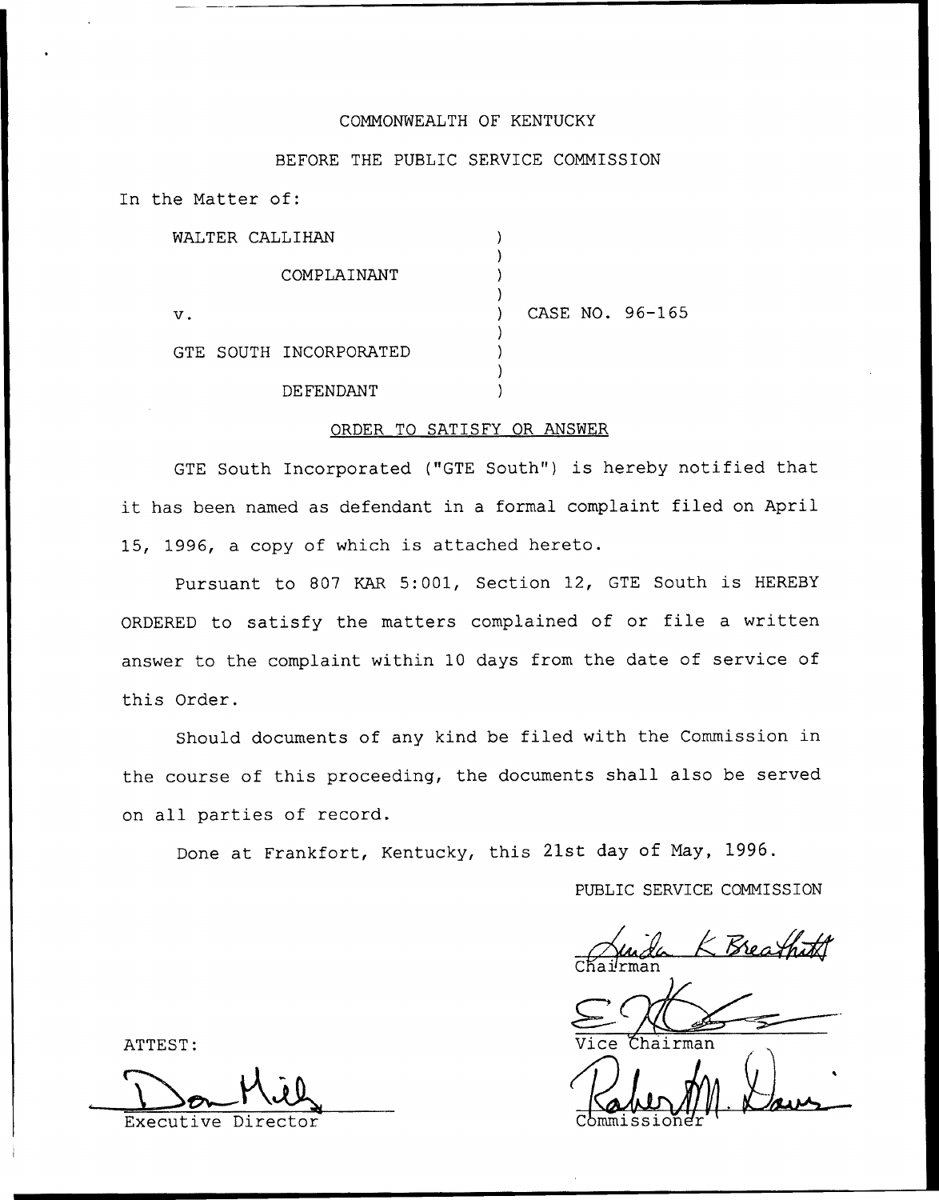COMMONWEALTH OF KENTUCKY

BEFORE THE PUBLIC SERVICE COMMISSION

In the Matter of:

WALTER CALLIHAN )
 )
COMPLAINANT )
 )
v. ) CASE NO. 96-165
 )
GTE SOUTH INCORPORATED )
 )
DEFENDANT )

ORDER TO SATISFY OR ANSWER

GTE South Incorporated ("GTE South") is hereby notified that it has been named as defendant in a formal complaint filed on April 15, 1996, a copy of which is attached hereto.

Pursuant to 807 KAR 5:001, Section 12, GTE South is HEREBY ORDERED to satisfy the matters complained of or file a written answer to the complaint within 10 days from the date of service of this Order.

Should documents of any kind be filed with the Commission in the course of this proceeding, the documents shall also be served on all parties of record.

Done at Frankfort, Kentucky, this 21st day of May, 1996.

PUBLIC SERVICE COMMISSION

Chairman

Vice Chairman

Commissioner

ATTEST:

Executive Director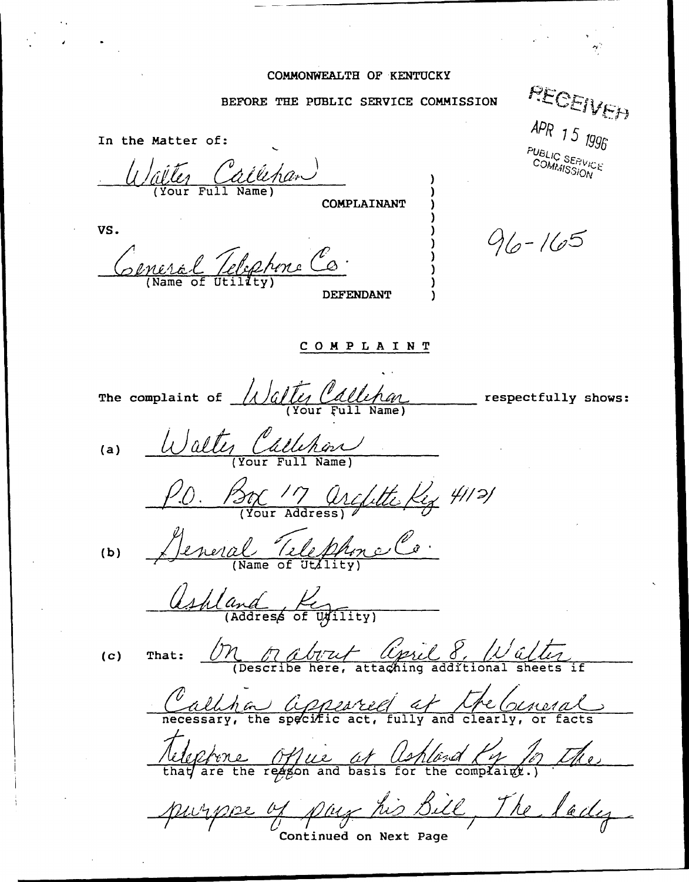COMMONWEALTH OF KENTUCKY

BEFORE THE PUBLIC SERVICE COMMISSION

RECEIVED
APR 15 1996
PUBLIC SERVICE COMMISSION

In the Matter of:

Walter Callihan
(Your Full Name)

COMPLAINANT

VS.

96-165

General Telephone Co.
(Name of Utility)

DEFENDANT

## C O M P L A I N T

The complaint of Walter Callihan (Your Full Name) respectfully shows:

(a) Walter Callihan
(Your Full Name)

P.O. Box 17 Argillite Ky 41121
(Your Address)

(b) General Telephone Co.
(Name of Utility)

Ashland, Ky
(Address of Utility)

(c) That: On or about April 8, Walter Callihan appeared at the General Telephone Office at Ashland Ky for the purpose of pay his Bill, The lady

(Describe here, attaching additional sheets if necessary, the specific act, fully and clearly, or facts that are the reason and basis for the complaint.)

Continued on Next Page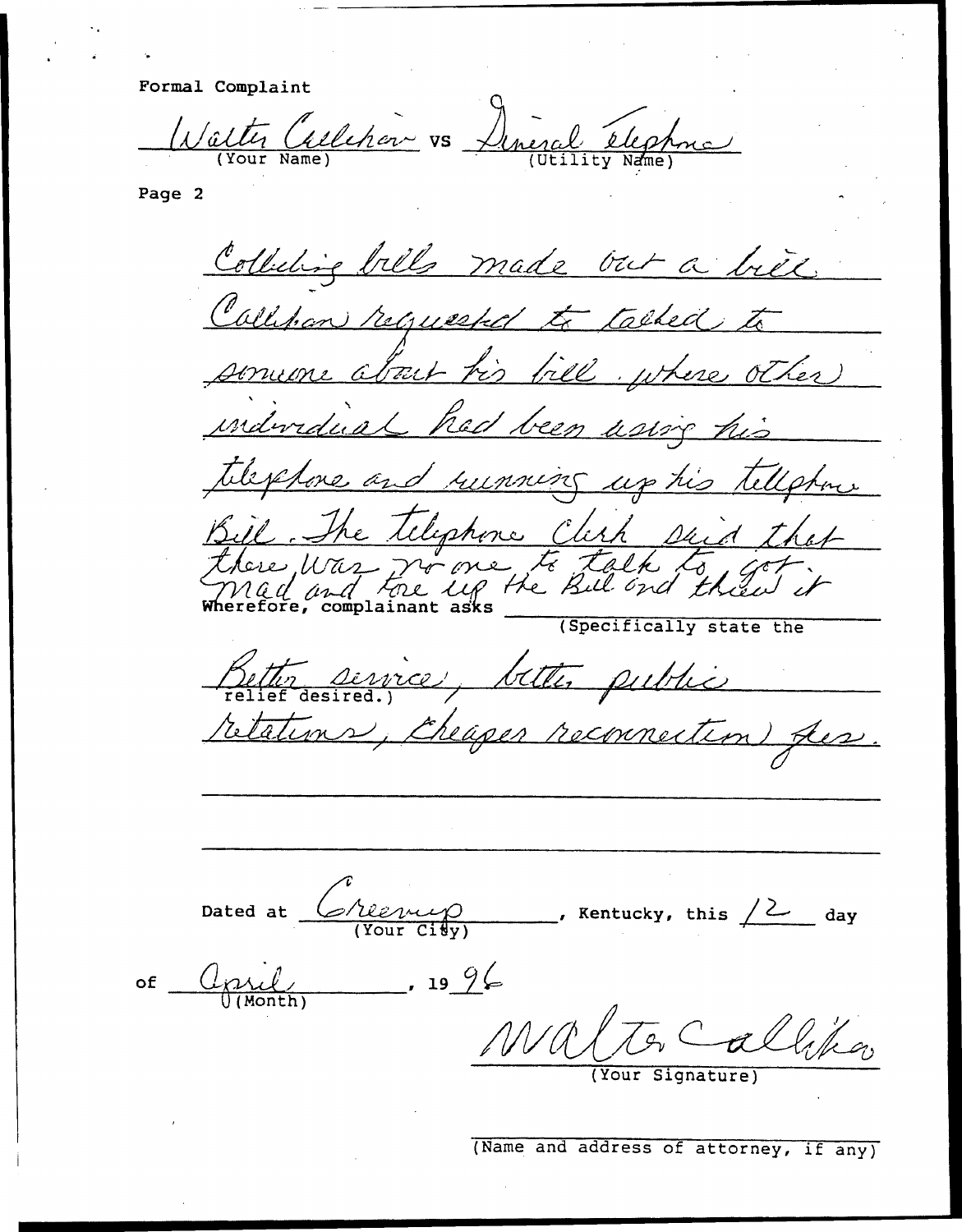Formal Complaint

Walter Callihan vs General Telephone
(Your Name) (Utility Name)

Page 2

Colleting bills made out a bill Callihan requested to talked to someone about his bill where other individual had been using his telephone and running up his tellphone Bill. The telephone Clerk said that there was no one to talk to got mad and tore up the Bill and threw it

Wherefore, complainant asks (Specifically state the relief desired.)

Better service, better public relations, cheaper reconnection fees.

Dated at Greenup (Your City), Kentucky, this 12 day of April (Month), 1996

Walter Callihan
(Your Signature)

(Name and address of attorney, if any)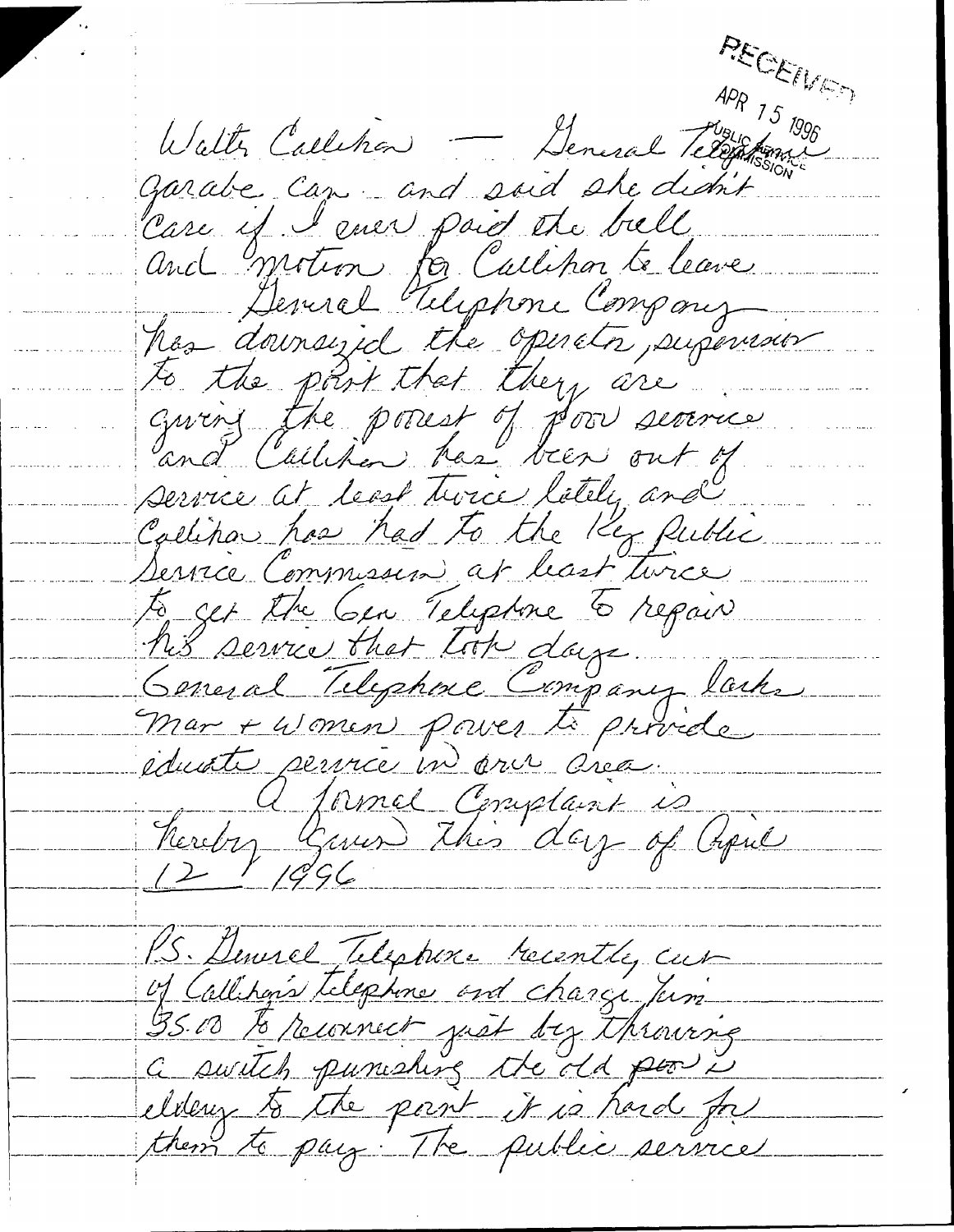RECEIVED

APR 15 1996

PUBLIC SERVICE COMMISSION

Walter Callihan — General Telephone garabe can and said she didn't care if I ever paid the bill and motion for Callihan to leave.

General Telephone Company has downsized the operator, supervisor to the point that they are giving the poorest of poor service and Callihan has been out of service at least twice lately and Callihan has had to the Ky Public Service Commission at least twice to get the Gen Telephone to repair his service that took days. General Telephone Company lacks man + women power to provide educate service in our area.

A formal Complaint is hereby given this day of April 12, 1996

P.S. General Telephone recently cut of Callihan's telephone and charge him 35.00 to reconnect just by throwing a switch punishing the old poor elderly to the point it is hard for them to pay. The public service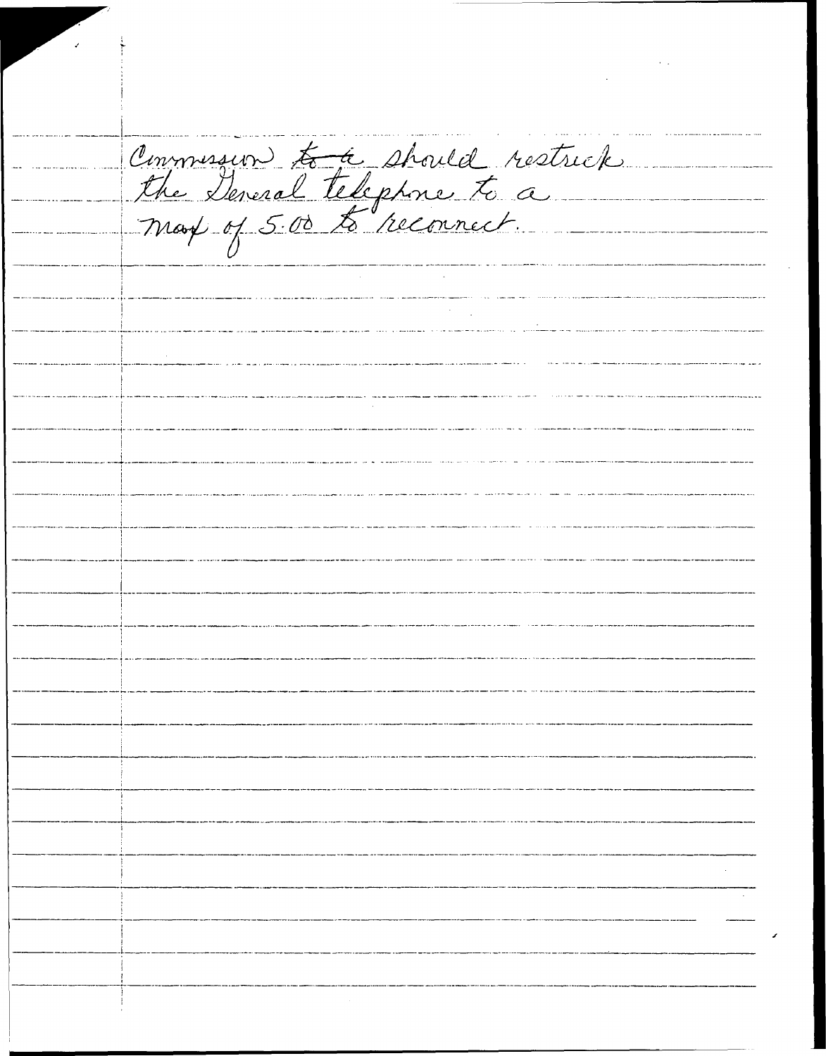Commission ~~to a~~ should restrick the General telephone to a max of 5.00 to reconnect.